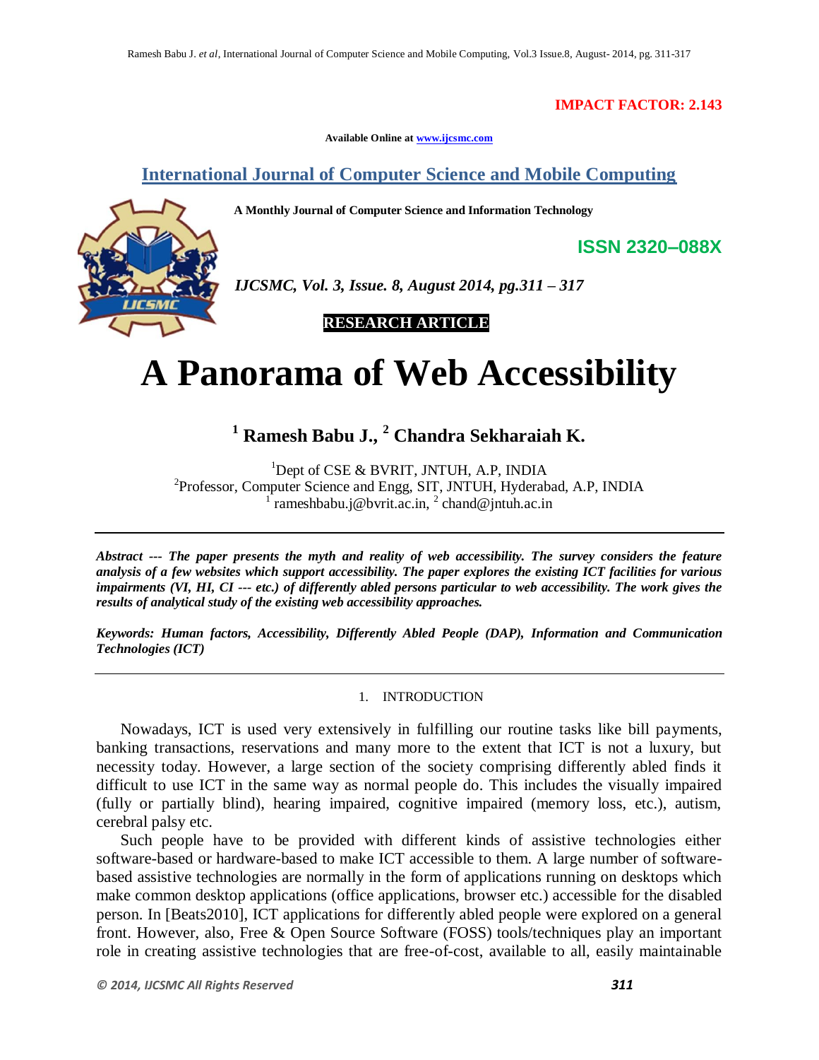**IMPACT FACTOR: 2.143**

**Available Online at www.ijcsmc.com**

## International Journal of Computer Science and Mobile Computing

**A Monthly Journal of Computer Science and Information Technology**

**ISSN 2320–088X**

*IJCSMC, Vol. 3, Issue. 8, August 2014, pg.311 – 317*

**RESEARCH ARTICLE**

# A Panorama of Web Accessibility

**[1] Ramesh Babu J., [2] Chandra Sekharaiah K.**

[1]Dept of CSE & BVRIT, JNTUH, A.P, INDIA
[2]Professor, Computer Science and Engg, SIT, JNTUH, Hyderabad, A.P, INDIA
[1] rameshbabu.j@bvrit.ac.in, [2] chand@jntuh.ac.in

***Abstract --- The paper presents the myth and reality of web accessibility. The survey considers the feature analysis of a few websites which support accessibility. The paper explores the existing ICT facilities for various impairments (VI, HI, CI --- etc.) of differently abled persons particular to web accessibility. The work gives the results of analytical study of the existing web accessibility approaches.***

***Keywords: Human factors, Accessibility, Differently Abled People (DAP), Information and Communication Technologies (ICT)***

## 1. INTRODUCTION

Nowadays, ICT is used very extensively in fulfilling our routine tasks like bill payments, banking transactions, reservations and many more to the extent that ICT is not a luxury, but necessity today. However, a large section of the society comprising differently abled finds it difficult to use ICT in the same way as normal people do. This includes the visually impaired (fully or partially blind), hearing impaired, cognitive impaired (memory loss, etc.), autism, cerebral palsy etc.

Such people have to be provided with different kinds of assistive technologies either software-based or hardware-based to make ICT accessible to them. A large number of software-based assistive technologies are normally in the form of applications running on desktops which make common desktop applications (office applications, browser etc.) accessible for the disabled person. In [Beats2010], ICT applications for differently abled people were explored on a general front. However, also, Free & Open Source Software (FOSS) tools/techniques play an important role in creating assistive technologies that are free-of-cost, available to all, easily maintainable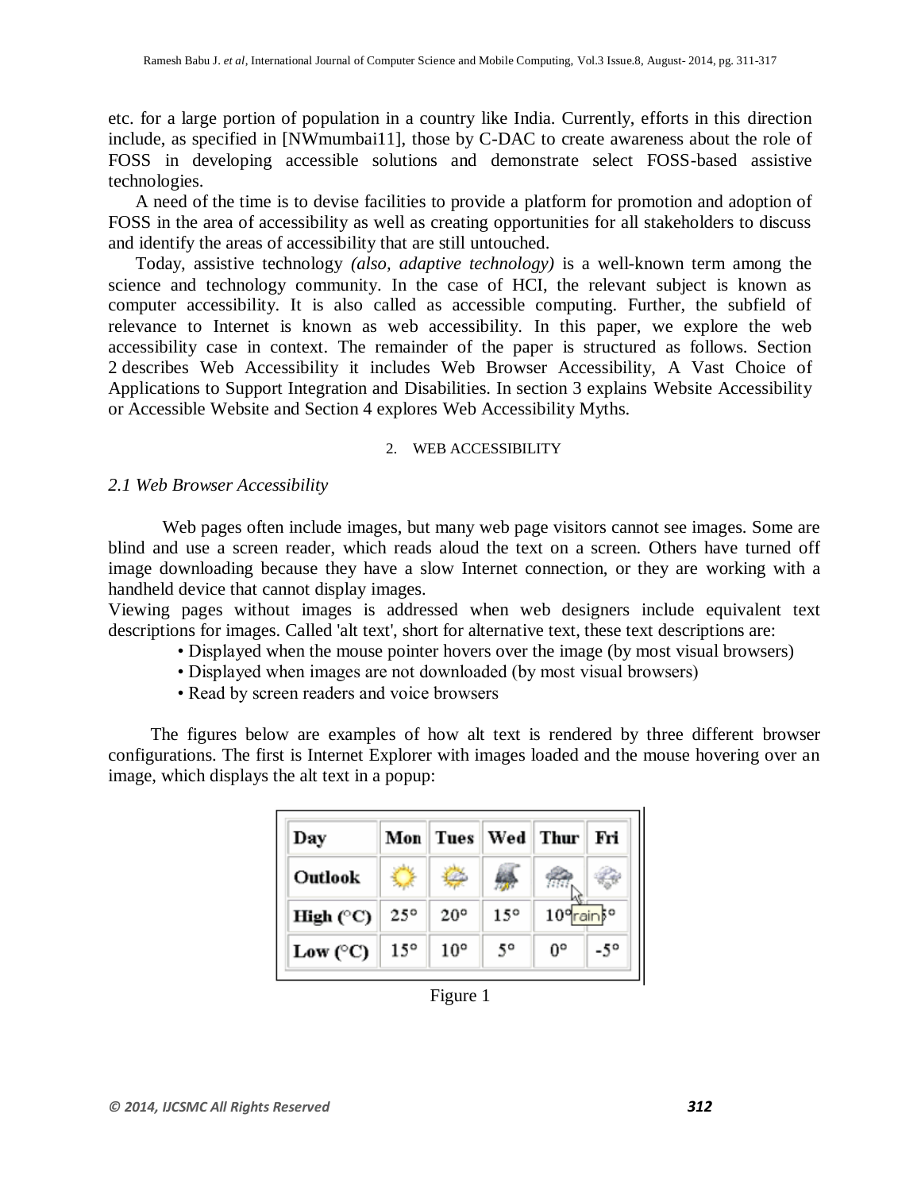etc. for a large portion of population in a country like India. Currently, efforts in this direction include, as specified in [NWmumbai11], those by C-DAC to create awareness about the role of FOSS in developing accessible solutions and demonstrate select FOSS-based assistive technologies.

A need of the time is to devise facilities to provide a platform for promotion and adoption of FOSS in the area of accessibility as well as creating opportunities for all stakeholders to discuss and identify the areas of accessibility that are still untouched.

Today, assistive technology *(also, adaptive technology)* is a well-known term among the science and technology community. In the case of HCI, the relevant subject is known as computer accessibility. It is also called as accessible computing. Further, the subfield of relevance to Internet is known as web accessibility. In this paper, we explore the web accessibility case in context. The remainder of the paper is structured as follows. Section 2 describes Web Accessibility it includes Web Browser Accessibility, A Vast Choice of Applications to Support Integration and Disabilities. In section 3 explains Website Accessibility or Accessible Website and Section 4 explores Web Accessibility Myths.

## 2. WEB ACCESSIBILITY

### *2.1 Web Browser Accessibility*

Web pages often include images, but many web page visitors cannot see images. Some are blind and use a screen reader, which reads aloud the text on a screen. Others have turned off image downloading because they have a slow Internet connection, or they are working with a handheld device that cannot display images.

Viewing pages without images is addressed when web designers include equivalent text descriptions for images. Called 'alt text', short for alternative text, these text descriptions are:

- Displayed when the mouse pointer hovers over the image (by most visual browsers)
- Displayed when images are not downloaded (by most visual browsers)
- Read by screen readers and voice browsers

The figures below are examples of how alt text is rendered by three different browser configurations. The first is Internet Explorer with images loaded and the mouse hovering over an image, which displays the alt text in a popup:

| Day | Mon | Tues | Wed | Thur | Fri |
|---|---|---|---|---|---|
| Outlook | | | | | |
| High (°C) | 25° | 20° | 15° | 10° rain | 5° |
| Low (°C) | 15° | 10° | 5° | 0° | -5° |

Figure 1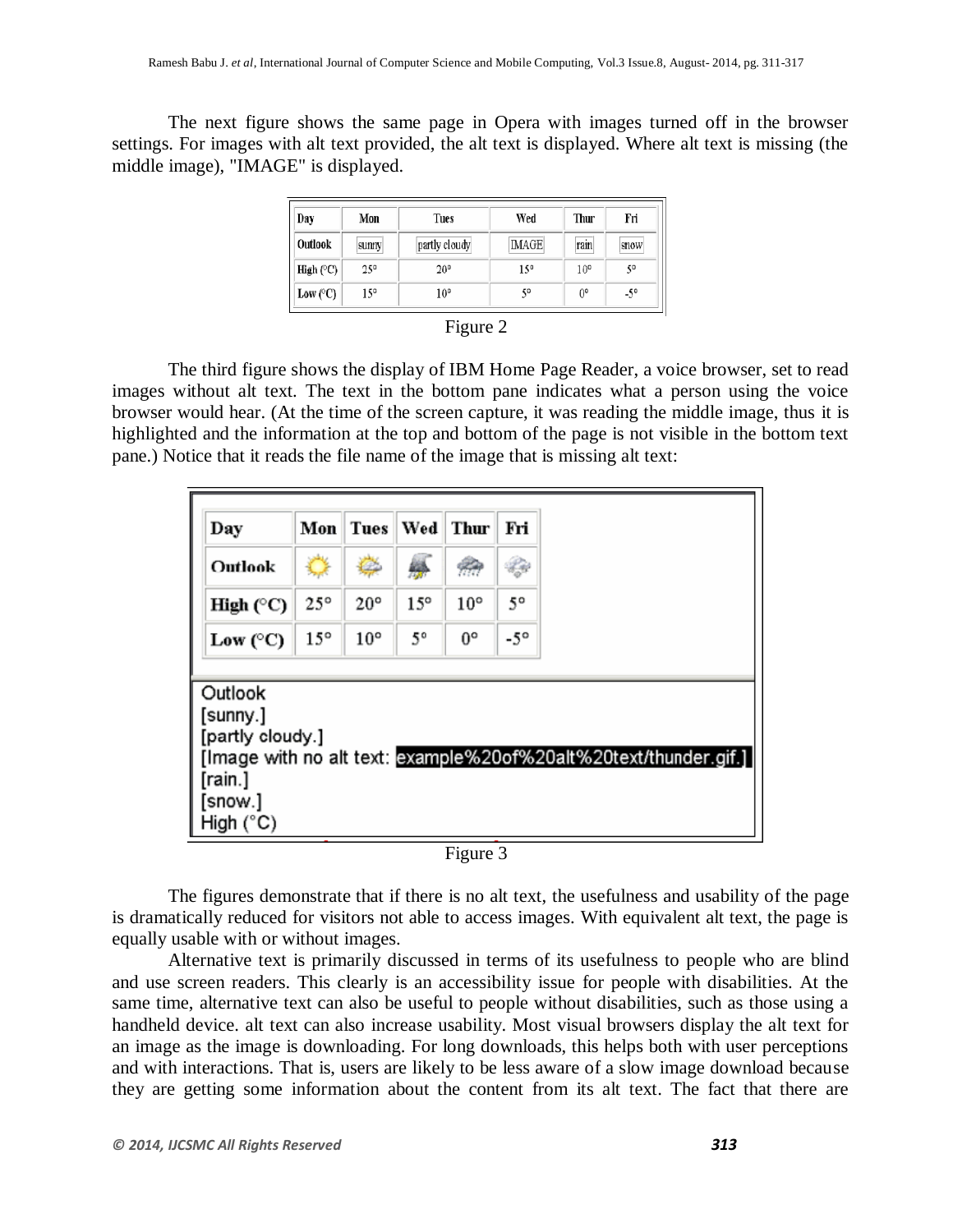The next figure shows the same page in Opera with images turned off in the browser settings. For images with alt text provided, the alt text is displayed. Where alt text is missing (the middle image), "IMAGE" is displayed.

| Day | Mon | Tues | Wed | Thur | Fri |
|---|---|---|---|---|---|
| Outlook | sunny | partly cloudy | IMAGE | rain | snow |
| High (°C) | 25° | 20° | 15° | 10° | 5° |
| Low (°C) | 15° | 10° | 5° | 0° | -5° |

Figure 2

The third figure shows the display of IBM Home Page Reader, a voice browser, set to read images without alt text. The text in the bottom pane indicates what a person using the voice browser would hear. (At the time of the screen capture, it was reading the middle image, thus it is highlighted and the information at the top and bottom of the page is not visible in the bottom text pane.) Notice that it reads the file name of the image that is missing alt text:

| Day | Mon | Tues | Wed | Thur | Fri |
|---|---|---|---|---|---|
| Outlook | | | | | |
| High (°C) | 25° | 20° | 15° | 10° | 5° |
| Low (°C) | 15° | 10° | 5° | 0° | -5° |

Outlook
[sunny.]
[partly cloudy.]
[Image with no alt text: example%20of%20alt%20text/thunder.gif.]
[rain.]
[snow.]
High (°C)

Figure 3

The figures demonstrate that if there is no alt text, the usefulness and usability of the page is dramatically reduced for visitors not able to access images. With equivalent alt text, the page is equally usable with or without images.

Alternative text is primarily discussed in terms of its usefulness to people who are blind and use screen readers. This clearly is an accessibility issue for people with disabilities. At the same time, alternative text can also be useful to people without disabilities, such as those using a handheld device. alt text can also increase usability. Most visual browsers display the alt text for an image as the image is downloading. For long downloads, this helps both with user perceptions and with interactions. That is, users are likely to be less aware of a slow image download because they are getting some information about the content from its alt text. The fact that there are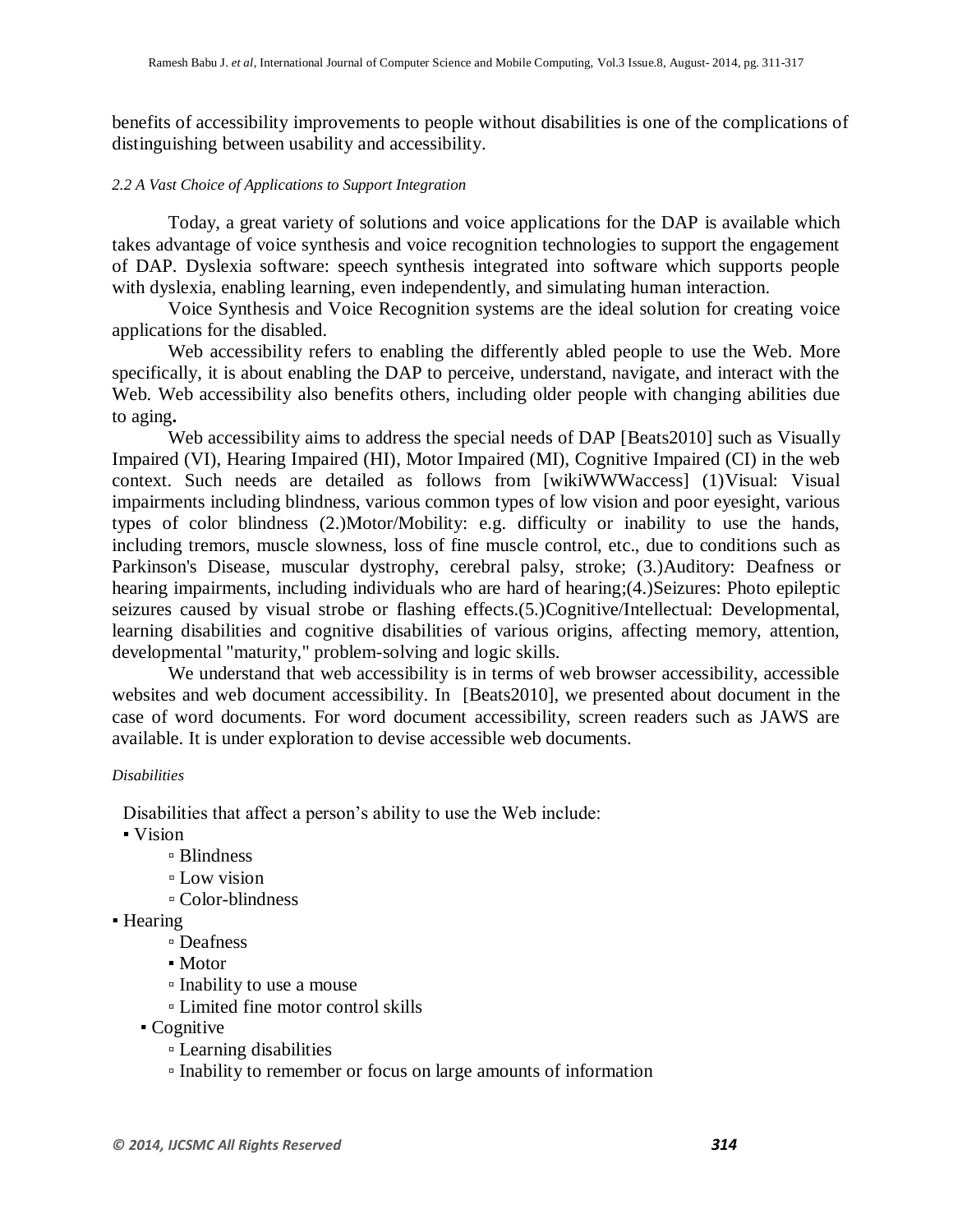benefits of accessibility improvements to people without disabilities is one of the complications of distinguishing between usability and accessibility.

*2.2 A Vast Choice of Applications to Support Integration*

Today, a great variety of solutions and voice applications for the DAP is available which takes advantage of voice synthesis and voice recognition technologies to support the engagement of DAP. Dyslexia software: speech synthesis integrated into software which supports people with dyslexia, enabling learning, even independently, and simulating human interaction.

Voice Synthesis and Voice Recognition systems are the ideal solution for creating voice applications for the disabled.

Web accessibility refers to enabling the differently abled people to use the Web. More specifically, it is about enabling the DAP to perceive, understand, navigate, and interact with the Web. Web accessibility also benefits others, including older people with changing abilities due to aging**.**

Web accessibility aims to address the special needs of DAP [Beats2010] such as Visually Impaired (VI), Hearing Impaired (HI), Motor Impaired (MI), Cognitive Impaired (CI) in the web context. Such needs are detailed as follows from [wikiWWWaccess] (1)Visual: Visual impairments including blindness, various common types of low vision and poor eyesight, various types of color blindness (2.)Motor/Mobility: e.g. difficulty or inability to use the hands, including tremors, muscle slowness, loss of fine muscle control, etc., due to conditions such as Parkinson's Disease, muscular dystrophy, cerebral palsy, stroke; (3.)Auditory: Deafness or hearing impairments, including individuals who are hard of hearing;(4.)Seizures: Photo epileptic seizures caused by visual strobe or flashing effects.(5.)Cognitive/Intellectual: Developmental, learning disabilities and cognitive disabilities of various origins, affecting memory, attention, developmental "maturity," problem-solving and logic skills.

We understand that web accessibility is in terms of web browser accessibility, accessible websites and web document accessibility. In [Beats2010], we presented about document in the case of word documents. For word document accessibility, screen readers such as JAWS are available. It is under exploration to devise accessible web documents.

*Disabilities*

Disabilities that affect a person's ability to use the Web include:

- Vision
  - Blindness
  - Low vision
  - Color-blindness
- Hearing
  - Deafness
  - Motor
  - Inability to use a mouse
  - Limited fine motor control skills
- Cognitive
  - Learning disabilities
  - Inability to remember or focus on large amounts of information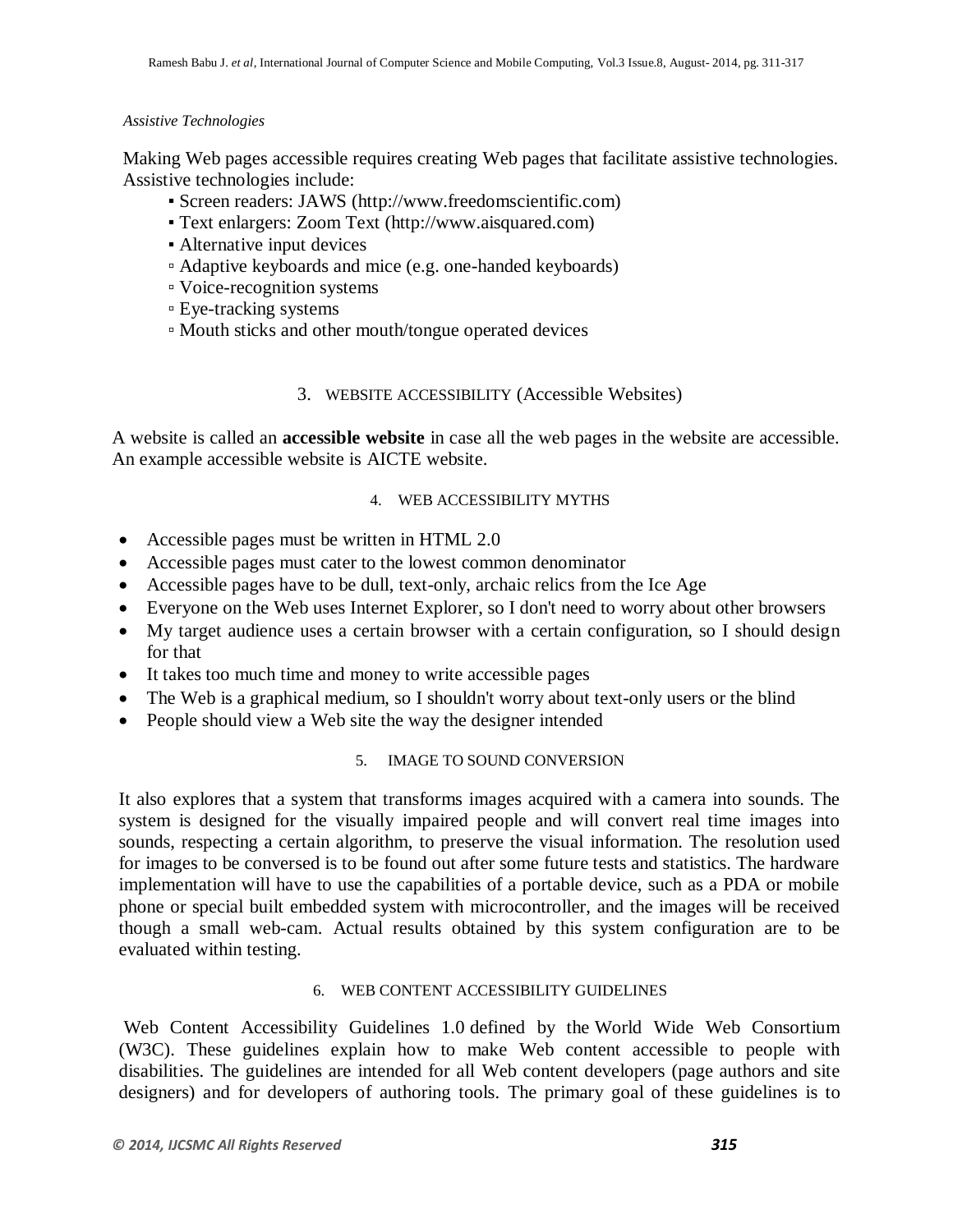*Assistive Technologies*

Making Web pages accessible requires creating Web pages that facilitate assistive technologies. Assistive technologies include:

- Screen readers: JAWS (http://www.freedomscientific.com)
- Text enlargers: Zoom Text (http://www.aisquared.com)
- Alternative input devices
  - Adaptive keyboards and mice (e.g. one-handed keyboards)
  - Voice-recognition systems
  - Eye-tracking systems
  - Mouth sticks and other mouth/tongue operated devices

## 3. WEBSITE ACCESSIBILITY (Accessible Websites)

A website is called an **accessible website** in case all the web pages in the website are accessible. An example accessible website is AICTE website.

## 4. WEB ACCESSIBILITY MYTHS

- Accessible pages must be written in HTML 2.0
- Accessible pages must cater to the lowest common denominator
- Accessible pages have to be dull, text-only, archaic relics from the Ice Age
- Everyone on the Web uses Internet Explorer, so I don't need to worry about other browsers
- My target audience uses a certain browser with a certain configuration, so I should design for that
- It takes too much time and money to write accessible pages
- The Web is a graphical medium, so I shouldn't worry about text-only users or the blind
- People should view a Web site the way the designer intended

## 5. IMAGE TO SOUND CONVERSION

It also explores that a system that transforms images acquired with a camera into sounds. The system is designed for the visually impaired people and will convert real time images into sounds, respecting a certain algorithm, to preserve the visual information. The resolution used for images to be conversed is to be found out after some future tests and statistics. The hardware implementation will have to use the capabilities of a portable device, such as a PDA or mobile phone or special built embedded system with microcontroller, and the images will be received though a small web-cam. Actual results obtained by this system configuration are to be evaluated within testing.

## 6. WEB CONTENT ACCESSIBILITY GUIDELINES

Web Content Accessibility Guidelines 1.0 defined by the World Wide Web Consortium (W3C). These guidelines explain how to make Web content accessible to people with disabilities. The guidelines are intended for all Web content developers (page authors and site designers) and for developers of authoring tools. The primary goal of these guidelines is to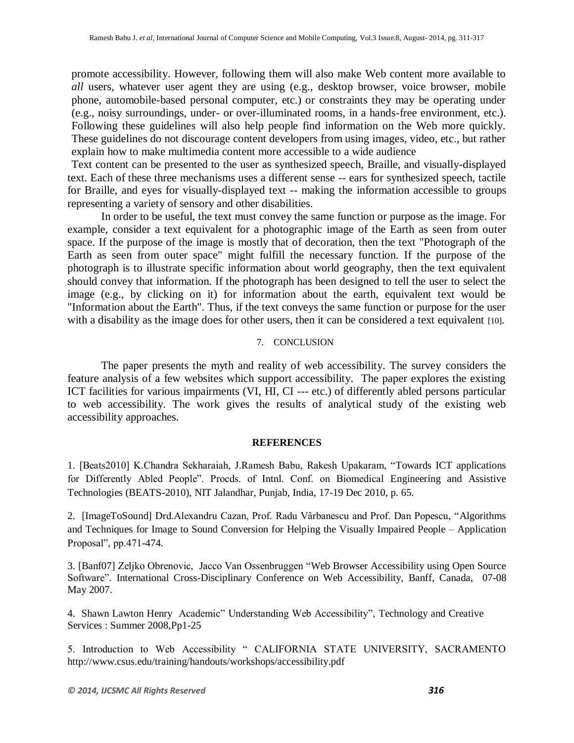promote accessibility. However, following them will also make Web content more available to *all* users, whatever user agent they are using (e.g., desktop browser, voice browser, mobile phone, automobile-based personal computer, etc.) or constraints they may be operating under (e.g., noisy surroundings, under- or over-illuminated rooms, in a hands-free environment, etc.). Following these guidelines will also help people find information on the Web more quickly. These guidelines do not discourage content developers from using images, video, etc., but rather explain how to make multimedia content more accessible to a wide audience

Text content can be presented to the user as synthesized speech, Braille, and visually-displayed text. Each of these three mechanisms uses a different sense -- ears for synthesized speech, tactile for Braille, and eyes for visually-displayed text -- making the information accessible to groups representing a variety of sensory and other disabilities.

In order to be useful, the text must convey the same function or purpose as the image. For example, consider a text equivalent for a photographic image of the Earth as seen from outer space. If the purpose of the image is mostly that of decoration, then the text "Photograph of the Earth as seen from outer space" might fulfill the necessary function. If the purpose of the photograph is to illustrate specific information about world geography, then the text equivalent should convey that information. If the photograph has been designed to tell the user to select the image (e.g., by clicking on it) for information about the earth, equivalent text would be "Information about the Earth". Thus, if the text conveys the same function or purpose for the user with a disability as the image does for other users, then it can be considered a text equivalent [10].

## 7. CONCLUSION

The paper presents the myth and reality of web accessibility. The survey considers the feature analysis of a few websites which support accessibility. The paper explores the existing ICT facilities for various impairments (VI, HI, CI --- etc.) of differently abled persons particular to web accessibility. The work gives the results of analytical study of the existing web accessibility approaches.

## REFERENCES

1. [Beats2010] K.Chandra Sekharaiah, J.Ramesh Babu, Rakesh Upakaram, "Towards ICT applications for Differently Abled People". Procds. of Intnl. Conf. on Biomedical Engineering and Assistive Technologies (BEATS-2010), NIT Jalandhar, Punjab, India, 17-19 Dec 2010, p. 65.

2. [ImageToSound] Drd.Alexandru Cazan, Prof. Radu Vârbanescu and Prof. Dan Popescu, "Algorithms and Techniques for Image to Sound Conversion for Helping the Visually Impaired People – Application Proposal", pp.471-474.

3. [Banf07] Zeljko Obrenovic, Jacco Van Ossenbruggen "Web Browser Accessibility using Open Source Software". International Cross-Disciplinary Conference on Web Accessibility, Banff, Canada, 07-08 May 2007.

4. Shawn Lawton Henry Academic" Understanding Web Accessibility", Technology and Creative Services : Summer 2008,Pp1-25

5. Introduction to Web Accessibility " CALIFORNIA STATE UNIVERSITY, SACRAMENTO http://www.csus.edu/training/handouts/workshops/accessibility.pdf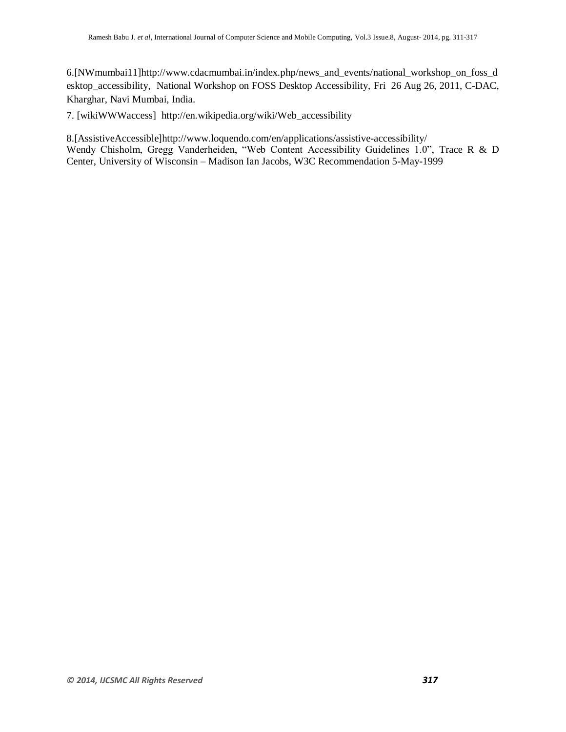6.[NWmumbai11]http://www.cdacmumbai.in/index.php/news_and_events/national_workshop_on_foss_desktop_accessibility, National Workshop on FOSS Desktop Accessibility, Fri 26 Aug 26, 2011, C-DAC, Kharghar, Navi Mumbai, India.

7. [wikiWWWaccess] http://en.wikipedia.org/wiki/Web_accessibility

8.[AssistiveAccessible]http://www.loquendo.com/en/applications/assistive-accessibility/
Wendy Chisholm, Gregg Vanderheiden, "Web Content Accessibility Guidelines 1.0", Trace R & D Center, University of Wisconsin – Madison Ian Jacobs, W3C Recommendation 5-May-1999